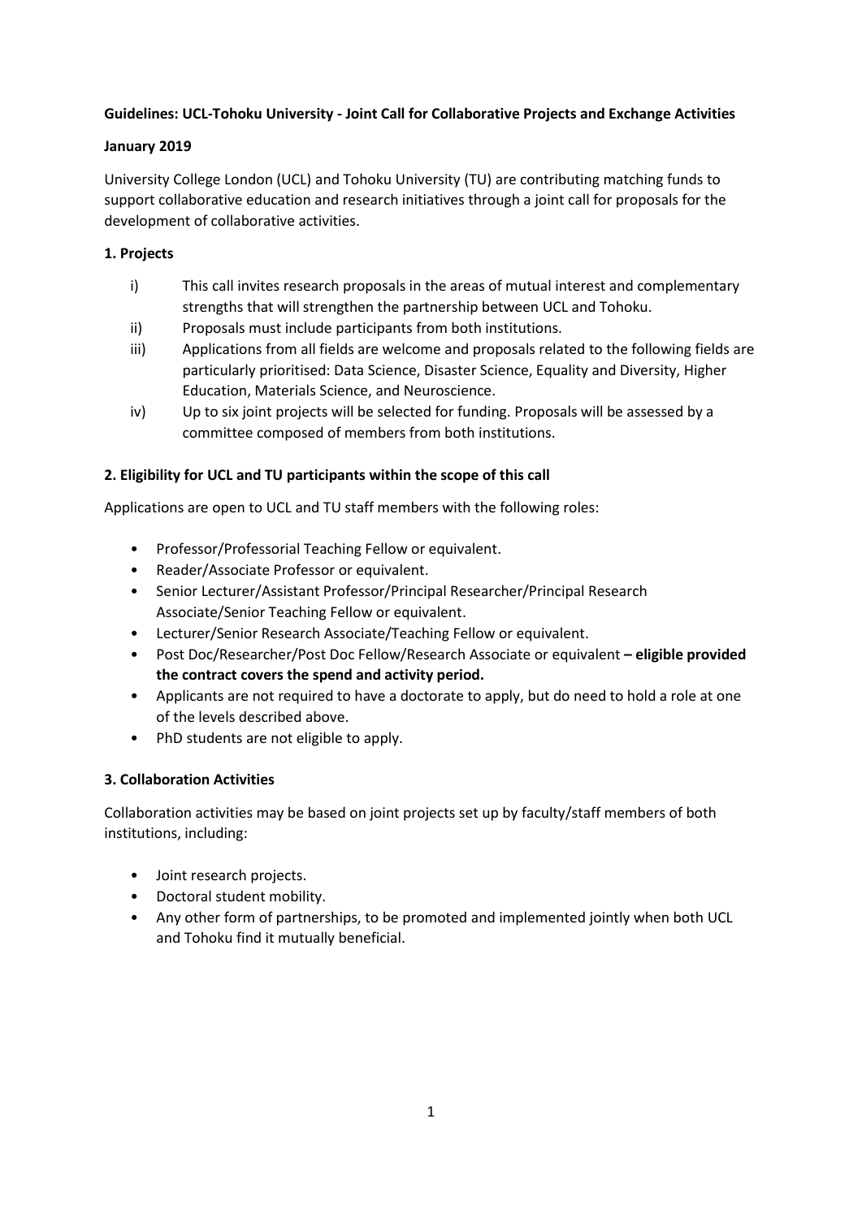**Guidelines: UCL-Tohoku University - Joint Call for Collaborative Projects and Exchange Activities**

**January 2019**

University College London (UCL) and Tohoku University (TU) are contributing matching funds to support collaborative education and research initiatives through a joint call for proposals for the development of collaborative activities.

## 1. Projects

i) This call invites research proposals in the areas of mutual interest and complementary strengths that will strengthen the partnership between UCL and Tohoku.

ii) Proposals must include participants from both institutions.

iii) Applications from all fields are welcome and proposals related to the following fields are particularly prioritised: Data Science, Disaster Science, Equality and Diversity, Higher Education, Materials Science, and Neuroscience.

iv) Up to six joint projects will be selected for funding. Proposals will be assessed by a committee composed of members from both institutions.

## 2. Eligibility for UCL and TU participants within the scope of this call

Applications are open to UCL and TU staff members with the following roles:

- Professor/Professorial Teaching Fellow or equivalent.
- Reader/Associate Professor or equivalent.
- Senior Lecturer/Assistant Professor/Principal Researcher/Principal Research Associate/Senior Teaching Fellow or equivalent.
- Lecturer/Senior Research Associate/Teaching Fellow or equivalent.
- Post Doc/Researcher/Post Doc Fellow/Research Associate or equivalent **– eligible provided the contract covers the spend and activity period.**
- Applicants are not required to have a doctorate to apply, but do need to hold a role at one of the levels described above.
- PhD students are not eligible to apply.

## 3. Collaboration Activities

Collaboration activities may be based on joint projects set up by faculty/staff members of both institutions, including:

- Joint research projects.
- Doctoral student mobility.
- Any other form of partnerships, to be promoted and implemented jointly when both UCL and Tohoku find it mutually beneficial.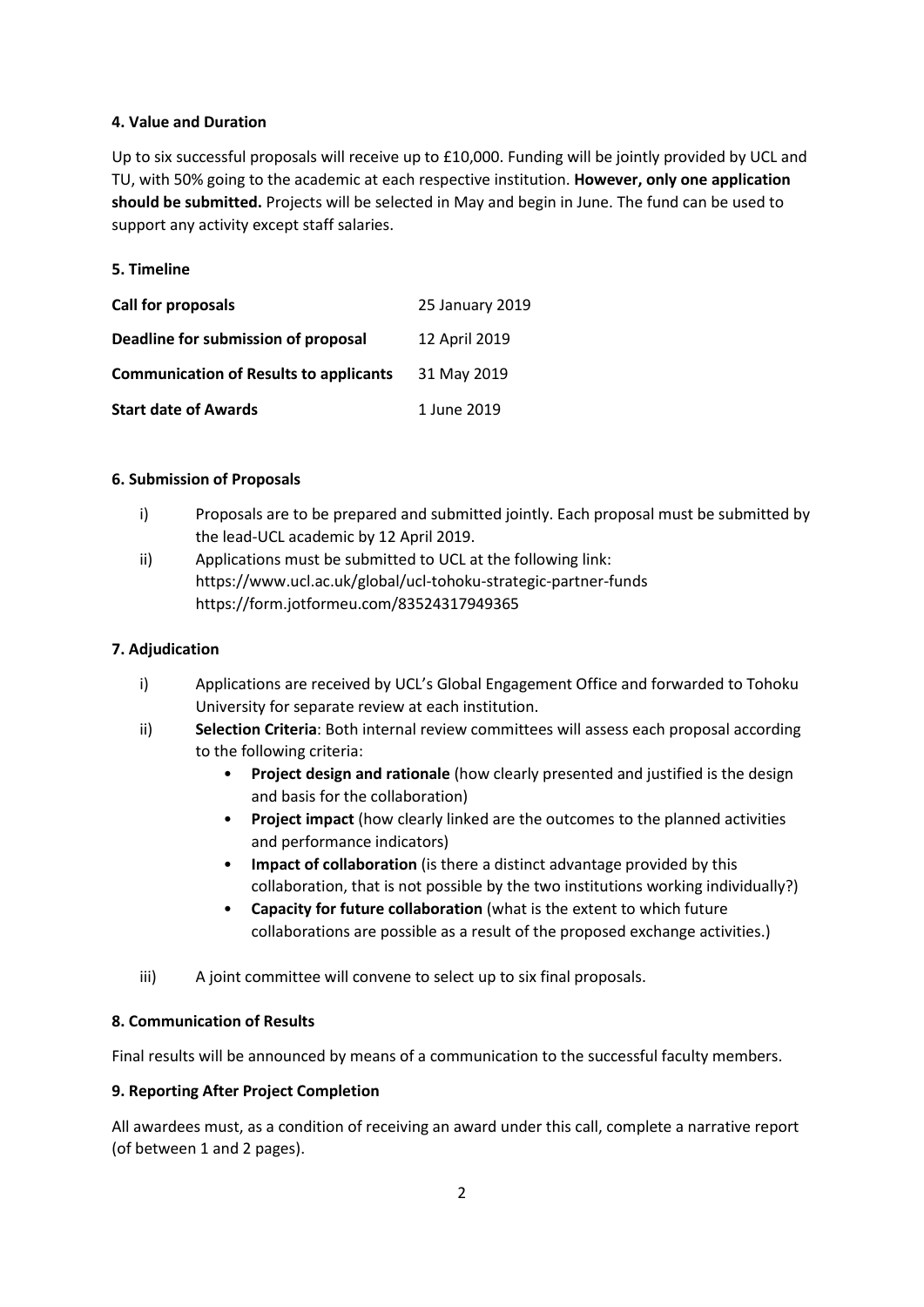#### 4. Value and Duration

Up to six successful proposals will receive up to £10,000. Funding will be jointly provided by UCL and TU, with 50% going to the academic at each respective institution. **However, only one application should be submitted.** Projects will be selected in May and begin in June. The fund can be used to support any activity except staff salaries.

#### 5. Timeline

| | |
|---|---|
| **Call for proposals** | 25 January 2019 |
| **Deadline for submission of proposal** | 12 April 2019 |
| **Communication of Results to applicants** | 31 May 2019 |
| **Start date of Awards** | 1 June 2019 |

#### 6. Submission of Proposals

i) Proposals are to be prepared and submitted jointly. Each proposal must be submitted by the lead-UCL academic by 12 April 2019.

ii) Applications must be submitted to UCL at the following link:
https://www.ucl.ac.uk/global/ucl-tohoku-strategic-partner-funds
https://form.jotformeu.com/83524317949365

#### 7. Adjudication

i) Applications are received by UCL's Global Engagement Office and forwarded to Tohoku University for separate review at each institution.

ii) **Selection Criteria**: Both internal review committees will assess each proposal according to the following criteria:

- **Project design and rationale** (how clearly presented and justified is the design and basis for the collaboration)
- **Project impact** (how clearly linked are the outcomes to the planned activities and performance indicators)
- **Impact of collaboration** (is there a distinct advantage provided by this collaboration, that is not possible by the two institutions working individually?)
- **Capacity for future collaboration** (what is the extent to which future collaborations are possible as a result of the proposed exchange activities.)

iii) A joint committee will convene to select up to six final proposals.

#### 8. Communication of Results

Final results will be announced by means of a communication to the successful faculty members.

#### 9. Reporting After Project Completion

All awardees must, as a condition of receiving an award under this call, complete a narrative report (of between 1 and 2 pages).